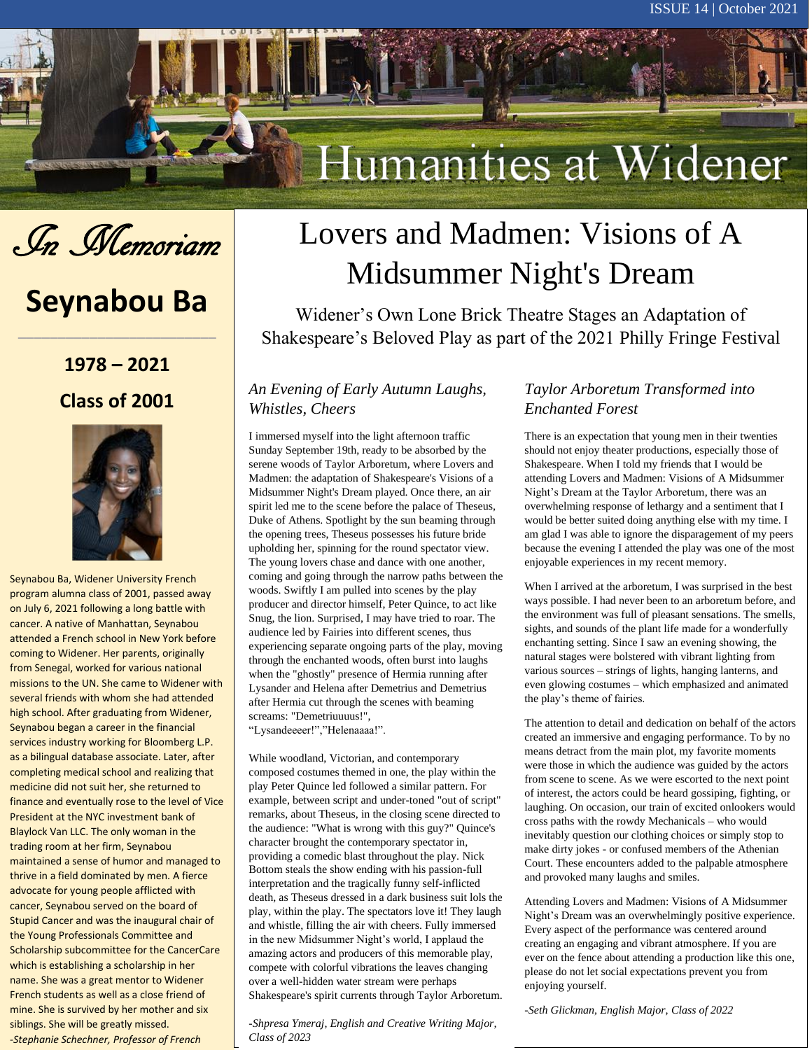# Humanities at Widener

## In Memoriam

## Seynabou Ba

**1978 – 2021**

**Class of 2001**

Seynabou Ba, Widener University French program alumna class of 2001, passed away on July 6, 2021 following a long battle with cancer. A native of Manhattan, Seynabou attended a French school in New York before coming to Widener. Her parents, originally from Senegal, worked for various national missions to the UN. She came to Widener with several friends with whom she had attended high school. After graduating from Widener, Seynabou began a career in the financial services industry working for Bloomberg L.P. as a bilingual database associate. Later, after completing medical school and realizing that medicine did not suit her, she returned to finance and eventually rose to the level of Vice President at the NYC investment bank of Blaylock Van LLC. The only woman in the trading room at her firm, Seynabou maintained a sense of humor and managed to thrive in a field dominated by men. A fierce advocate for young people afflicted with cancer, Seynabou served on the board of Stupid Cancer and was the inaugural chair of the Young Professionals Committee and Scholarship subcommittee for the CancerCare which is establishing a scholarship in her name. She was a great mentor to Widener French students as well as a close friend of mine. She is survived by her mother and six siblings. She will be greatly missed.

*-Stephanie Schechner, Professor of French*

# Lovers and Madmen: Visions of A Midsummer Night's Dream

Widener's Own Lone Brick Theatre Stages an Adaptation of Shakespeare's Beloved Play as part of the 2021 Philly Fringe Festival

### *An Evening of Early Autumn Laughs, Whistles, Cheers*

I immersed myself into the light afternoon traffic Sunday September 19th, ready to be absorbed by the serene woods of Taylor Arboretum, where Lovers and Madmen: the adaptation of Shakespeare's Visions of a Midsummer Night's Dream played. Once there, an air spirit led me to the scene before the palace of Theseus, Duke of Athens. Spotlight by the sun beaming through the opening trees, Theseus possesses his future bride upholding her, spinning for the round spectator view. The young lovers chase and dance with one another, coming and going through the narrow paths between the woods. Swiftly I am pulled into scenes by the play producer and director himself, Peter Quince, to act like Snug, the lion. Surprised, I may have tried to roar. The audience led by Fairies into different scenes, thus experiencing separate ongoing parts of the play, moving through the enchanted woods, often burst into laughs when the "ghostly" presence of Hermia running after Lysander and Helena after Demetrius and Demetrius after Hermia cut through the scenes with beaming screams: "Demetriuuuus!", "Lysandeeeer!","Helenaaaa!".

While woodland, Victorian, and contemporary composed costumes themed in one, the play within the play Peter Quince led followed a similar pattern. For example, between script and under-toned "out of script" remarks, about Theseus, in the closing scene directed to the audience: "What is wrong with this guy?" Quince's character brought the contemporary spectator in, providing a comedic blast throughout the play. Nick Bottom steals the show ending with his passion-full interpretation and the tragically funny self-inflicted death, as Theseus dressed in a dark business suit lols the play, within the play. The spectators love it! They laugh and whistle, filling the air with cheers. Fully immersed in the new Midsummer Night's world, I applaud the amazing actors and producers of this memorable play, compete with colorful vibrations the leaves changing over a well-hidden water stream were perhaps Shakespeare's spirit currents through Taylor Arboretum.

*-Shpresa Ymeraj, English and Creative Writing Major, Class of 2023*

### *Taylor Arboretum Transformed into Enchanted Forest*

There is an expectation that young men in their twenties should not enjoy theater productions, especially those of Shakespeare. When I told my friends that I would be attending Lovers and Madmen: Visions of A Midsummer Night's Dream at the Taylor Arboretum, there was an overwhelming response of lethargy and a sentiment that I would be better suited doing anything else with my time. I am glad I was able to ignore the disparagement of my peers because the evening I attended the play was one of the most enjoyable experiences in my recent memory.

When I arrived at the arboretum, I was surprised in the best ways possible. I had never been to an arboretum before, and the environment was full of pleasant sensations. The smells, sights, and sounds of the plant life made for a wonderfully enchanting setting. Since I saw an evening showing, the natural stages were bolstered with vibrant lighting from various sources – strings of lights, hanging lanterns, and even glowing costumes – which emphasized and animated the play's theme of fairies.

The attention to detail and dedication on behalf of the actors created an immersive and engaging performance. To by no means detract from the main plot, my favorite moments were those in which the audience was guided by the actors from scene to scene. As we were escorted to the next point of interest, the actors could be heard gossiping, fighting, or laughing. On occasion, our train of excited onlookers would cross paths with the rowdy Mechanicals – who would inevitably question our clothing choices or simply stop to make dirty jokes - or confused members of the Athenian Court. These encounters added to the palpable atmosphere and provoked many laughs and smiles.

Attending Lovers and Madmen: Visions of A Midsummer Night's Dream was an overwhelmingly positive experience. Every aspect of the performance was centered around creating an engaging and vibrant atmosphere. If you are ever on the fence about attending a production like this one, please do not let social expectations prevent you from enjoying yourself.

*-Seth Glickman, English Major, Class of 2022*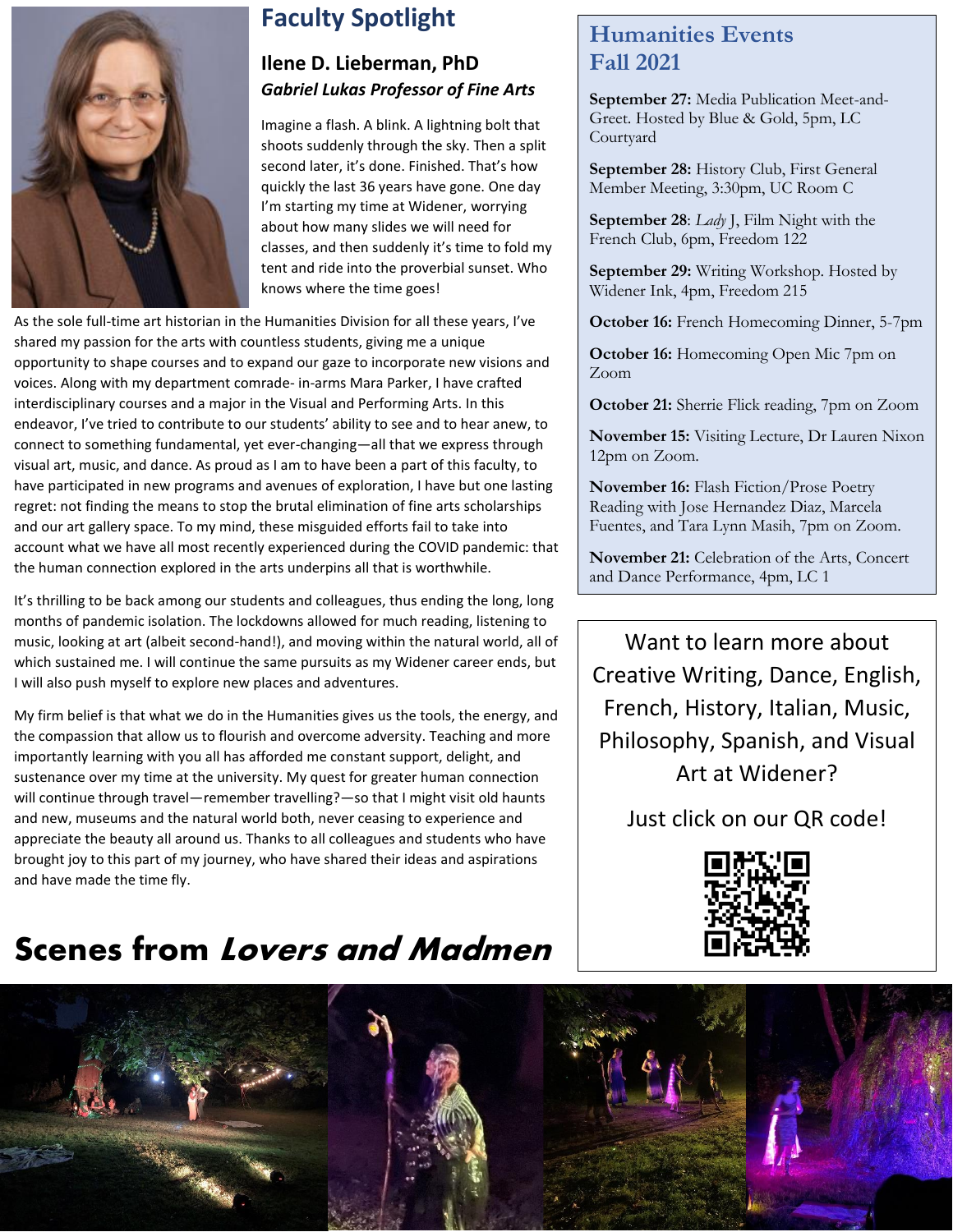## Faculty Spotlight

### Ilene D. Lieberman, PhD

***Gabriel Lukas Professor of Fine Arts***

Imagine a flash. A blink. A lightning bolt that shoots suddenly through the sky. Then a split second later, it's done. Finished. That's how quickly the last 36 years have gone. One day I'm starting my time at Widener, worrying about how many slides we will need for classes, and then suddenly it's time to fold my tent and ride into the proverbial sunset. Who knows where the time goes!

As the sole full-time art historian in the Humanities Division for all these years, I've shared my passion for the arts with countless students, giving me a unique opportunity to shape courses and to expand our gaze to incorporate new visions and voices. Along with my department comrade- in-arms Mara Parker, I have crafted interdisciplinary courses and a major in the Visual and Performing Arts. In this endeavor, I've tried to contribute to our students' ability to see and to hear anew, to connect to something fundamental, yet ever-changing—all that we express through visual art, music, and dance. As proud as I am to have been a part of this faculty, to have participated in new programs and avenues of exploration, I have but one lasting regret: not finding the means to stop the brutal elimination of fine arts scholarships and our art gallery space. To my mind, these misguided efforts fail to take into account what we have all most recently experienced during the COVID pandemic: that the human connection explored in the arts underpins all that is worthwhile.

It's thrilling to be back among our students and colleagues, thus ending the long, long months of pandemic isolation. The lockdowns allowed for much reading, listening to music, looking at art (albeit second-hand!), and moving within the natural world, all of which sustained me. I will continue the same pursuits as my Widener career ends, but I will also push myself to explore new places and adventures.

My firm belief is that what we do in the Humanities gives us the tools, the energy, and the compassion that allow us to flourish and overcome adversity. Teaching and more importantly learning with you all has afforded me constant support, delight, and sustenance over my time at the university. My quest for greater human connection will continue through travel—remember travelling?—so that I might visit old haunts and new, museums and the natural world both, never ceasing to experience and appreciate the beauty all around us. Thanks to all colleagues and students who have brought joy to this part of my journey, who have shared their ideas and aspirations and have made the time fly.

## Humanities Events Fall 2021

**September 27:** Media Publication Meet-and-Greet. Hosted by Blue & Gold, 5pm, LC Courtyard

**September 28:** History Club, First General Member Meeting, 3:30pm, UC Room C

**September 28**: *Lady* J, Film Night with the French Club, 6pm, Freedom 122

**September 29:** Writing Workshop. Hosted by Widener Ink, 4pm, Freedom 215

**October 16:** French Homecoming Dinner, 5-7pm

**October 16:** Homecoming Open Mic 7pm on Zoom

**October 21:** Sherrie Flick reading, 7pm on Zoom

**November 15:** Visiting Lecture, Dr Lauren Nixon 12pm on Zoom.

**November 16:** Flash Fiction/Prose Poetry Reading with Jose Hernandez Diaz, Marcela Fuentes, and Tara Lynn Masih, 7pm on Zoom.

**November 21:** Celebration of the Arts, Concert and Dance Performance, 4pm, LC 1

Want to learn more about Creative Writing, Dance, English, French, History, Italian, Music, Philosophy, Spanish, and Visual Art at Widener?

Just click on our QR code!

## Scenes from *Lovers and Madmen*